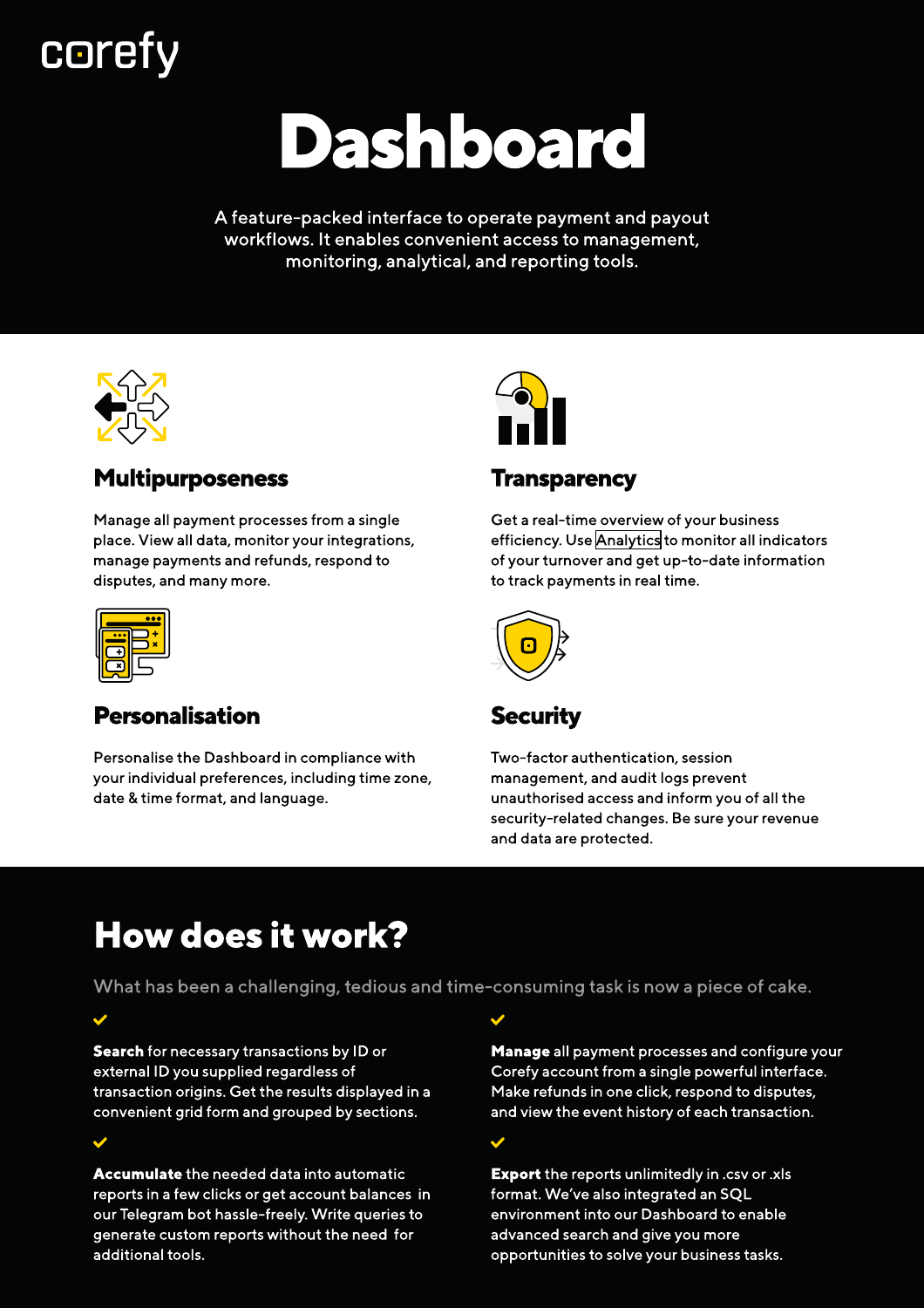corefy

# Dashboard

A feature-packed interface to operate payment and payout workflows. It enables convenient access to management, monitoring, analytical, and reporting tools.

## Multipurposeness

Manage all payment processes from a single place. View all data, monitor your integrations, manage payments and refunds, respond to disputes, and many more.

## Transparency

Get a real-time overview of your business efficiency. Use Analytics to monitor all indicators of your turnover and get up-to-date information to track payments in real time.

## Personalisation

Personalise the Dashboard in compliance with your individual preferences, including time zone, date & time format, and language.

## Security

Two-factor authentication, session management, and audit logs prevent unauthorised access and inform you of all the security-related changes. Be sure your revenue and data are protected.

# How does it work?

What has been a challenging, tedious and time-consuming task is now a piece of cake.

- **Search** for necessary transactions by ID or external ID you supplied regardless of transaction origins. Get the results displayed in a convenient grid form and grouped by sections.
- **Accumulate** the needed data into automatic reports in a few clicks or get account balances in our Telegram bot hassle-freely. Write queries to generate custom reports without the need for additional tools.
- **Manage** all payment processes and configure your Corefy account from a single powerful interface. Make refunds in one click, respond to disputes, and view the event history of each transaction.
- **Export** the reports unlimitedly in .csv or .xls format. We've also integrated an SQL environment into our Dashboard to enable advanced search and give you more opportunities to solve your business tasks.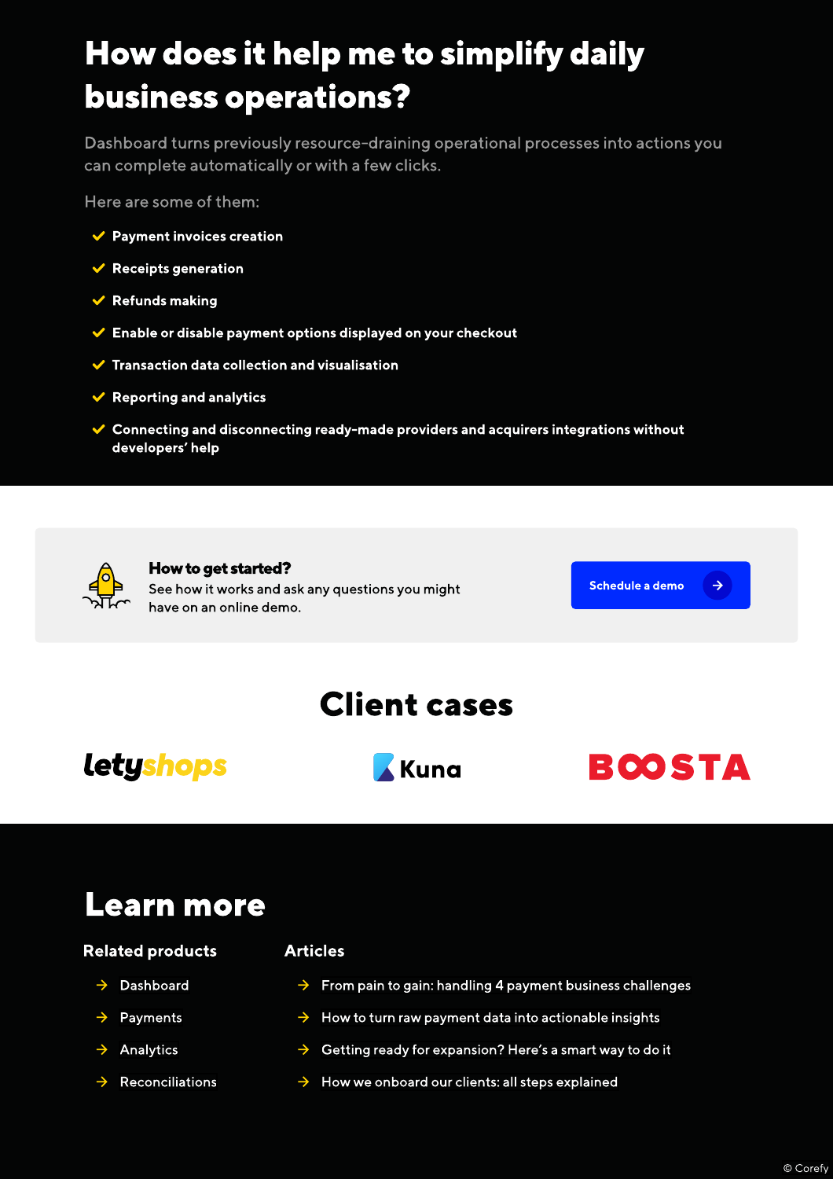## How does it help me to simplify daily business operations?

Dashboard turns previously resource-draining operational processes into actions you can complete automatically or with a few clicks.

Here are some of them:

- **Payment invoices creation**
- **Receipts generation**
- **Refunds making**
- **Enable or disable payment options displayed on your checkout**
- **Transaction data collection and visualisation**
- **Reporting and analytics**
- **Connecting and disconnecting ready-made providers and acquirers integrations without developers' help**

**How to get started?**
See how it works and ask any questions you might have on an online demo.

Schedule a demo

## Client cases

letyshops

Kuna

BOOSTA

## Learn more

### Related products

- Dashboard
- Payments
- Analytics
- Reconciliations

### Articles

- From pain to gain: handling 4 payment business challenges
- How to turn raw payment data into actionable insights
- Getting ready for expansion? Here's a smart way to do it
- How we onboard our clients: all steps explained

© Corefy